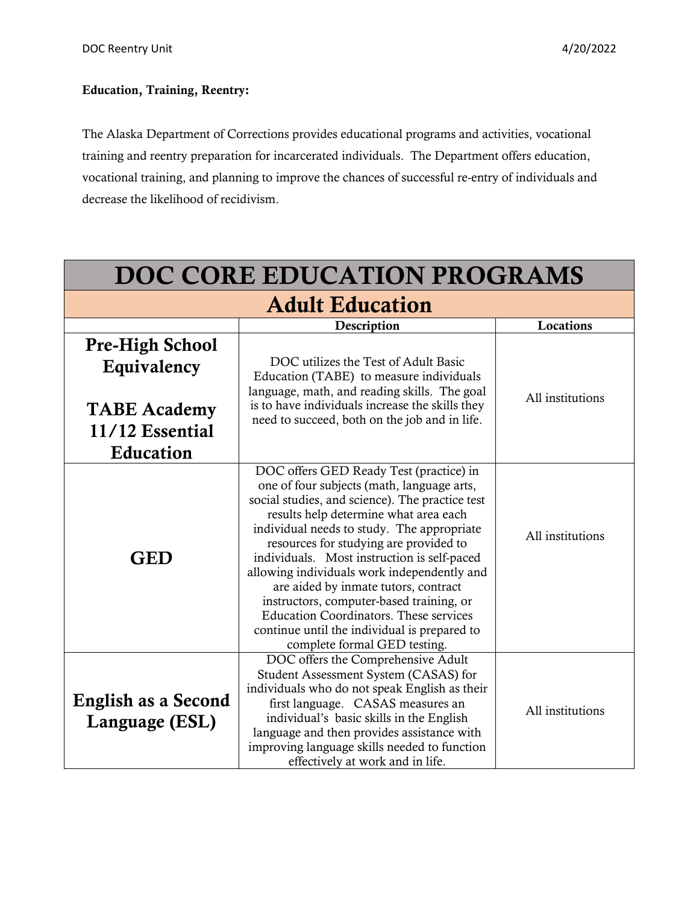**Education, Training, Reentry:**

The Alaska Department of Corrections provides educational programs and activities, vocational training and reentry preparation for incarcerated individuals. The Department offers education, vocational training, and planning to improve the chances of successful re-entry of individuals and decrease the likelihood of recidivism.

| DOC CORE EDUCATION PROGRAMS | | |
|---|---|---|
| **Adult Education** | | |
| | **Description** | **Locations** |
| **Pre-High School Equivalency**<br><br>**TABE Academy 11/12 Essential Education** | DOC utilizes the Test of Adult Basic Education (TABE) to measure individuals language, math, and reading skills. The goal is to have individuals increase the skills they need to succeed, both on the job and in life. | All institutions |
| **GED** | DOC offers GED Ready Test (practice) in one of four subjects (math, language arts, social studies, and science). The practice test results help determine what area each individual needs to study. The appropriate resources for studying are provided to individuals. Most instruction is self-paced allowing individuals work independently and are aided by inmate tutors, contract instructors, computer-based training, or Education Coordinators. These services continue until the individual is prepared to complete formal GED testing. | All institutions |
| **English as a Second Language (ESL)** | DOC offers the Comprehensive Adult Student Assessment System (CASAS) for individuals who do not speak English as their first language. CASAS measures an individual's basic skills in the English language and then provides assistance with improving language skills needed to function effectively at work and in life. | All institutions |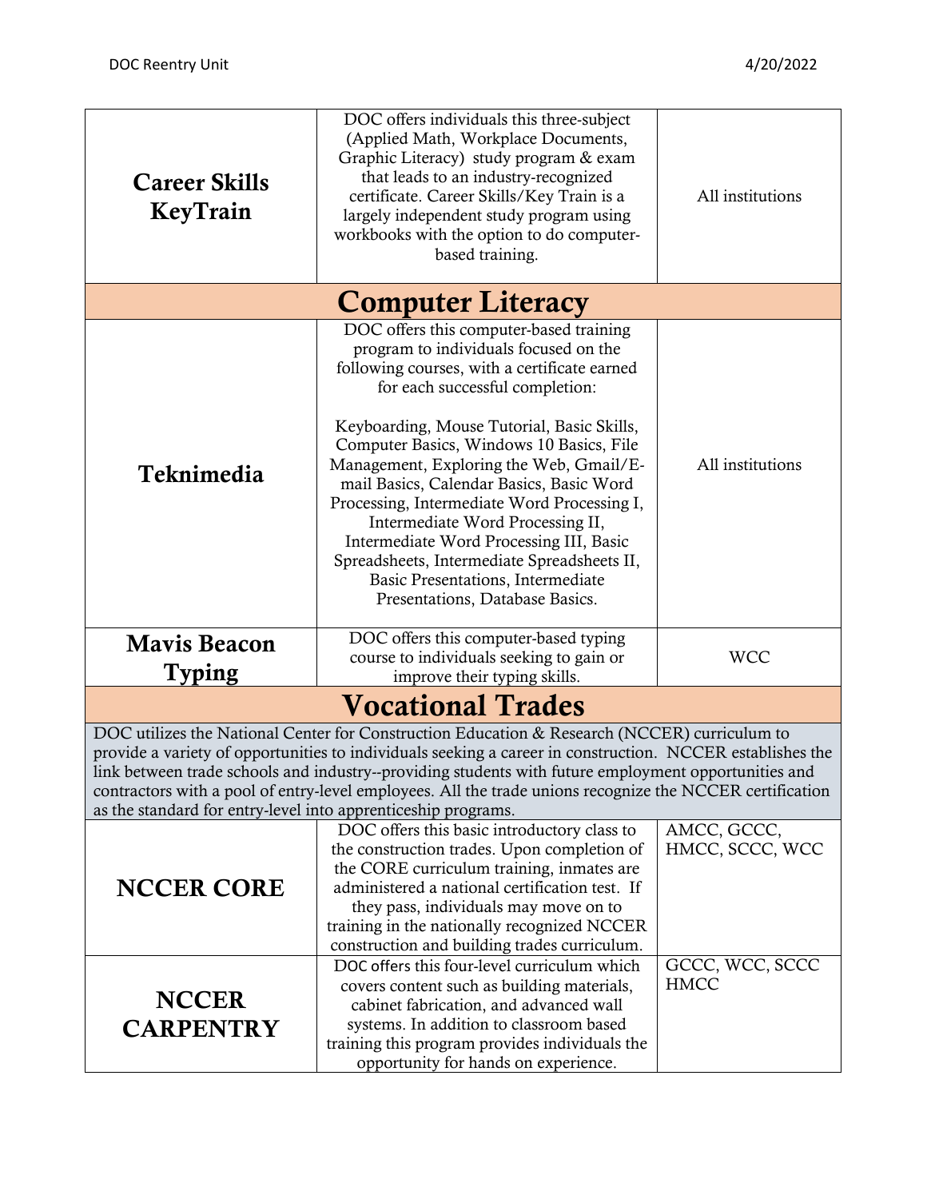| | | |
|---|---|---|
| **Career Skills KeyTrain** | DOC offers individuals this three-subject (Applied Math, Workplace Documents, Graphic Literacy) study program & exam that leads to an industry-recognized certificate. Career Skills/Key Train is a largely independent study program using workbooks with the option to do computer-based training. | All institutions |
| **Computer Literacy** | | |
| **Teknimedia** | DOC offers this computer-based training program to individuals focused on the following courses, with a certificate earned for each successful completion: Keyboarding, Mouse Tutorial, Basic Skills, Computer Basics, Windows 10 Basics, File Management, Exploring the Web, Gmail/E-mail Basics, Calendar Basics, Basic Word Processing, Intermediate Word Processing I, Intermediate Word Processing II, Intermediate Word Processing III, Basic Spreadsheets, Intermediate Spreadsheets II, Basic Presentations, Intermediate Presentations, Database Basics. | All institutions |
| **Mavis Beacon Typing** | DOC offers this computer-based typing course to individuals seeking to gain or improve their typing skills. | WCC |
| **Vocational Trades** | | |
| DOC utilizes the National Center for Construction Education & Research (NCCER) curriculum to provide a variety of opportunities to individuals seeking a career in construction. NCCER establishes the link between trade schools and industry--providing students with future employment opportunities and contractors with a pool of entry-level employees. All the trade unions recognize the NCCER certification as the standard for entry-level into apprenticeship programs. | | |
| **NCCER CORE** | DOC offers this basic introductory class to the construction trades. Upon completion of the CORE curriculum training, inmates are administered a national certification test. If they pass, individuals may move on to training in the nationally recognized NCCER construction and building trades curriculum. | AMCC, GCCC, HMCC, SCCC, WCC |
| **NCCER CARPENTRY** | DOC offers this four-level curriculum which covers content such as building materials, cabinet fabrication, and advanced wall systems. In addition to classroom based training this program provides individuals the opportunity for hands on experience. | GCCC, WCC, SCCC HMCC |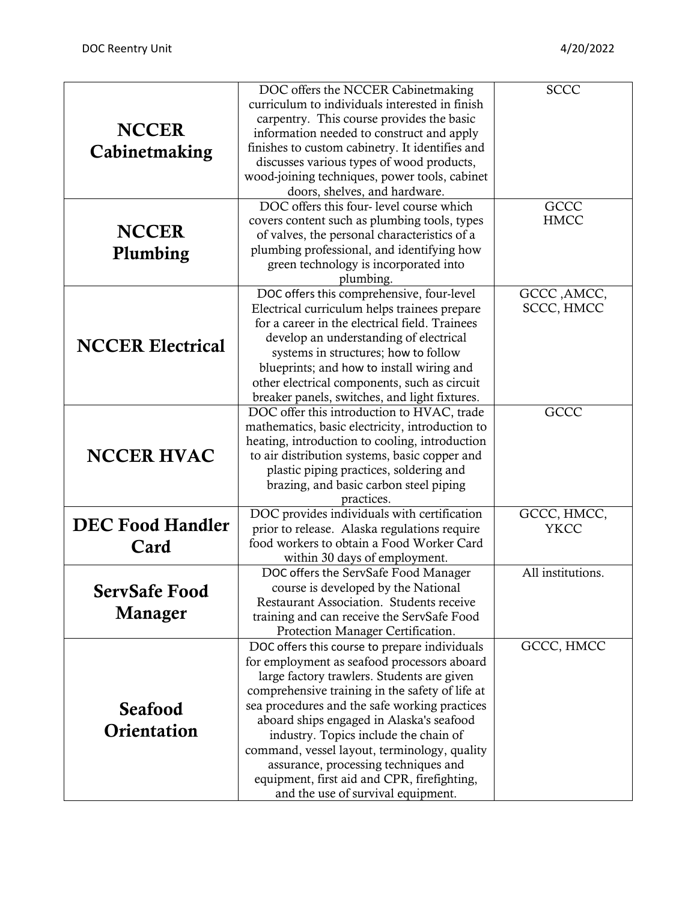| | | |
|---|---|---|
| **NCCER Cabinetmaking** | DOC offers the NCCER Cabinetmaking curriculum to individuals interested in finish carpentry. This course provides the basic information needed to construct and apply finishes to custom cabinetry. It identifies and discusses various types of wood products, wood-joining techniques, power tools, cabinet doors, shelves, and hardware. | SCCC |
| **NCCER Plumbing** | DOC offers this four- level course which covers content such as plumbing tools, types of valves, the personal characteristics of a plumbing professional, and identifying how green technology is incorporated into plumbing. | GCCC<br>HMCC |
| **NCCER Electrical** | DOC offers this comprehensive, four-level Electrical curriculum helps trainees prepare for a career in the electrical field. Trainees develop an understanding of electrical systems in structures; how to follow blueprints; and how to install wiring and other electrical components, such as circuit breaker panels, switches, and light fixtures. | GCCC ,AMCC, SCCC, HMCC |
| **NCCER HVAC** | DOC offer this introduction to HVAC, trade mathematics, basic electricity, introduction to heating, introduction to cooling, introduction to air distribution systems, basic copper and plastic piping practices, soldering and brazing, and basic carbon steel piping practices. | GCCC |
| **DEC Food Handler Card** | DOC provides individuals with certification prior to release. Alaska regulations require food workers to obtain a Food Worker Card within 30 days of employment. | GCCC, HMCC, YKCC |
| **ServSafe Food Manager** | DOC offers the ServSafe Food Manager course is developed by the National Restaurant Association. Students receive training and can receive the ServSafe Food Protection Manager Certification. | All institutions. |
| **Seafood Orientation** | DOC offers this course to prepare individuals for employment as seafood processors aboard large factory trawlers. Students are given comprehensive training in the safety of life at sea procedures and the safe working practices aboard ships engaged in Alaska's seafood industry. Topics include the chain of command, vessel layout, terminology, quality assurance, processing techniques and equipment, first aid and CPR, firefighting, and the use of survival equipment. | GCCC, HMCC |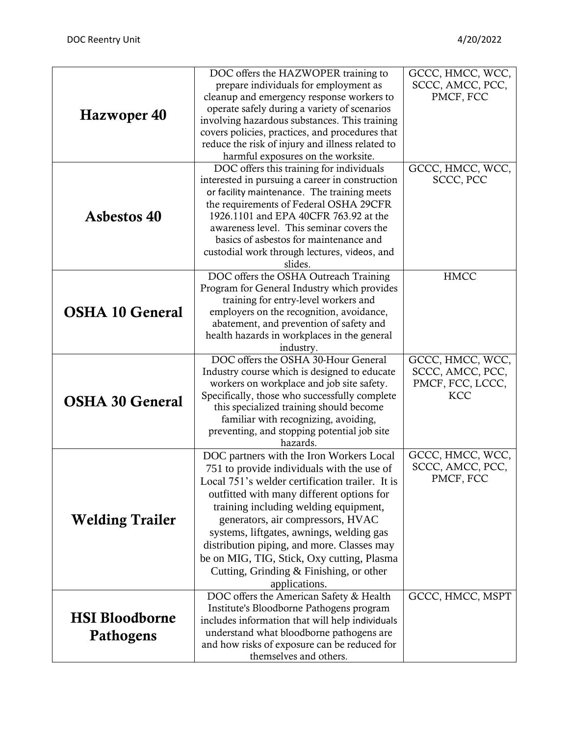| | | |
|---|---|---|
| **Hazwoper 40** | DOC offers the HAZWOPER training to prepare individuals for employment as cleanup and emergency response workers to operate safely during a variety of scenarios involving hazardous substances. This training covers policies, practices, and procedures that reduce the risk of injury and illness related to harmful exposures on the worksite. | GCCC, HMCC, WCC, SCCC, AMCC, PCC, PMCF, FCC |
| **Asbestos 40** | DOC offers this training for individuals interested in pursuing a career in construction or facility maintenance. The training meets the requirements of Federal OSHA 29CFR 1926.1101 and EPA 40CFR 763.92 at the awareness level. This seminar covers the basics of asbestos for maintenance and custodial work through lectures, videos, and slides. | GCCC, HMCC, WCC, SCCC, PCC |
| **OSHA 10 General** | DOC offers the OSHA Outreach Training Program for General Industry which provides training for entry-level workers and employers on the recognition, avoidance, abatement, and prevention of safety and health hazards in workplaces in the general industry. | HMCC |
| **OSHA 30 General** | DOC offers the OSHA 30-Hour General Industry course which is designed to educate workers on workplace and job site safety. Specifically, those who successfully complete this specialized training should become familiar with recognizing, avoiding, preventing, and stopping potential job site hazards. | GCCC, HMCC, WCC, SCCC, AMCC, PCC, PMCF, FCC, LCCC, KCC |
| **Welding Trailer** | DOC partners with the Iron Workers Local 751 to provide individuals with the use of Local 751's welder certification trailer. It is outfitted with many different options for training including welding equipment, generators, air compressors, HVAC systems, liftgates, awnings, welding gas distribution piping, and more. Classes may be on MIG, TIG, Stick, Oxy cutting, Plasma Cutting, Grinding & Finishing, or other applications. | GCCC, HMCC, WCC, SCCC, AMCC, PCC, PMCF, FCC |
| **HSI Bloodborne Pathogens** | DOC offers the American Safety & Health Institute's Bloodborne Pathogens program includes information that will help individuals understand what bloodborne pathogens are and how risks of exposure can be reduced for themselves and others. | GCCC, HMCC, MSPT |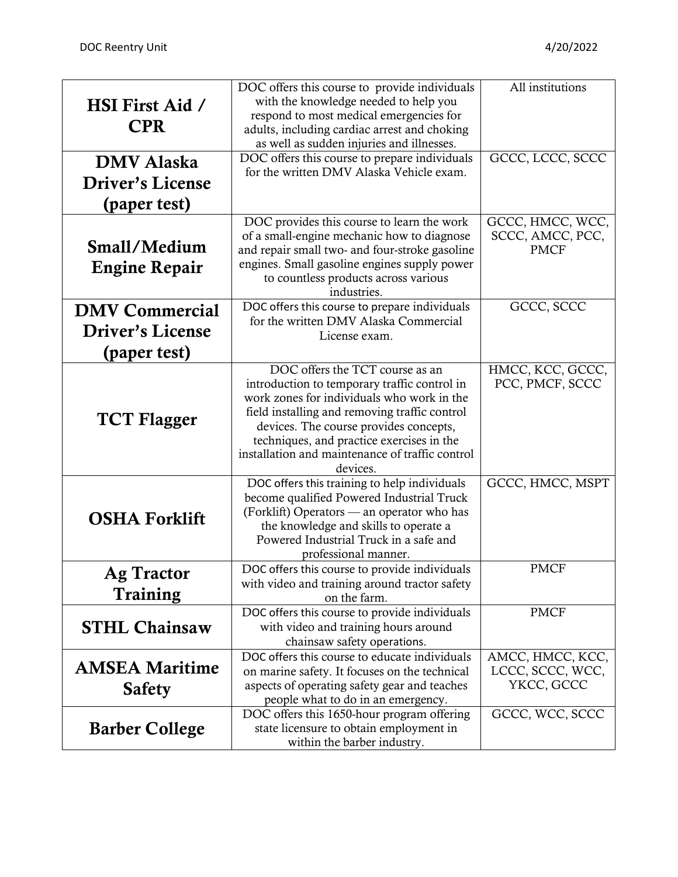| | | |
|---|---|---|
| **HSI First Aid / CPR** | DOC offers this course to provide individuals with the knowledge needed to help you respond to most medical emergencies for adults, including cardiac arrest and choking as well as sudden injuries and illnesses. | All institutions |
| **DMV Alaska Driver's License (paper test)** | DOC offers this course to prepare individuals for the written DMV Alaska Vehicle exam. | GCCC, LCCC, SCCC |
| **Small/Medium Engine Repair** | DOC provides this course to learn the work of a small-engine mechanic how to diagnose and repair small two- and four-stroke gasoline engines. Small gasoline engines supply power to countless products across various industries. | GCCC, HMCC, WCC, SCCC, AMCC, PCC, PMCF |
| **DMV Commercial Driver's License (paper test)** | DOC offers this course to prepare individuals for the written DMV Alaska Commercial License exam. | GCCC, SCCC |
| **TCT Flagger** | DOC offers the TCT course as an introduction to temporary traffic control in work zones for individuals who work in the field installing and removing traffic control devices. The course provides concepts, techniques, and practice exercises in the installation and maintenance of traffic control devices. | HMCC, KCC, GCCC, PCC, PMCF, SCCC |
| **OSHA Forklift** | DOC offers this training to help individuals become qualified Powered Industrial Truck (Forklift) Operators — an operator who has the knowledge and skills to operate a Powered Industrial Truck in a safe and professional manner. | GCCC, HMCC, MSPT |
| **Ag Tractor Training** | DOC offers this course to provide individuals with video and training around tractor safety on the farm. | PMCF |
| **STHL Chainsaw** | DOC offers this course to provide individuals with video and training hours around chainsaw safety operations. | PMCF |
| **AMSEA Maritime Safety** | DOC offers this course to educate individuals on marine safety. It focuses on the technical aspects of operating safety gear and teaches people what to do in an emergency. | AMCC, HMCC, KCC, LCCC, SCCC, WCC, YKCC, GCCC |
| **Barber College** | DOC offers this 1650-hour program offering state licensure to obtain employment in within the barber industry. | GCCC, WCC, SCCC |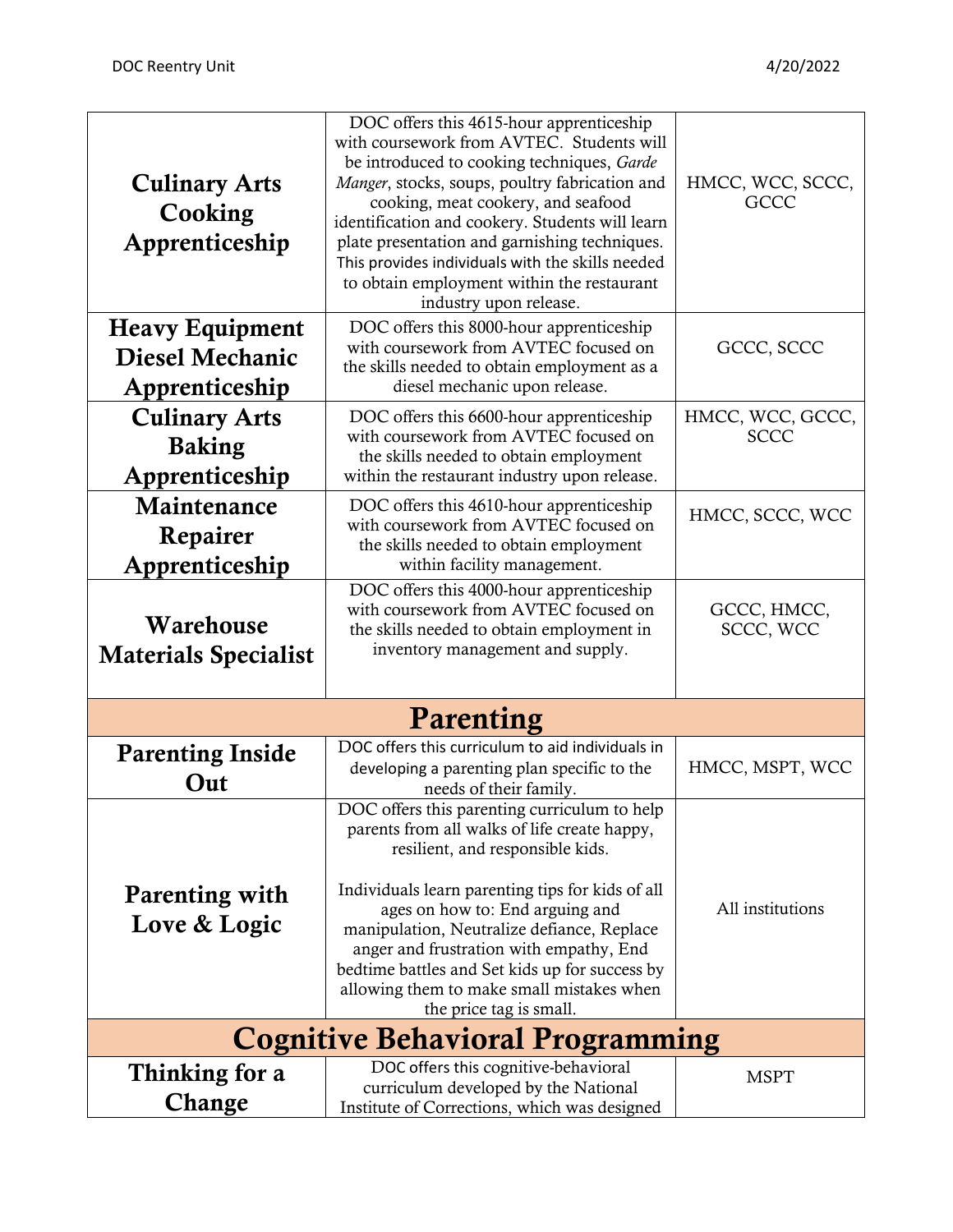| | | |
|---|---|---|
| **Culinary Arts Cooking Apprenticeship** | DOC offers this 4615-hour apprenticeship with coursework from AVTEC. Students will be introduced to cooking techniques, *Garde Manger*, stocks, soups, poultry fabrication and cooking, meat cookery, and seafood identification and cookery. Students will learn plate presentation and garnishing techniques. This provides individuals with the skills needed to obtain employment within the restaurant industry upon release. | HMCC, WCC, SCCC, GCCC |
| **Heavy Equipment Diesel Mechanic Apprenticeship** | DOC offers this 8000-hour apprenticeship with coursework from AVTEC focused on the skills needed to obtain employment as a diesel mechanic upon release. | GCCC, SCCC |
| **Culinary Arts Baking Apprenticeship** | DOC offers this 6600-hour apprenticeship with coursework from AVTEC focused on the skills needed to obtain employment within the restaurant industry upon release. | HMCC, WCC, GCCC, SCCC |
| **Maintenance Repairer Apprenticeship** | DOC offers this 4610-hour apprenticeship with coursework from AVTEC focused on the skills needed to obtain employment within facility management. | HMCC, SCCC, WCC |
| **Warehouse Materials Specialist** | DOC offers this 4000-hour apprenticeship with coursework from AVTEC focused on the skills needed to obtain employment in inventory management and supply. | GCCC, HMCC, SCCC, WCC |
| **Parenting** | | |
| **Parenting Inside Out** | DOC offers this curriculum to aid individuals in developing a parenting plan specific to the needs of their family. | HMCC, MSPT, WCC |
| **Parenting with Love & Logic** | DOC offers this parenting curriculum to help parents from all walks of life create happy, resilient, and responsible kids.<br><br>Individuals learn parenting tips for kids of all ages on how to: End arguing and manipulation, Neutralize defiance, Replace anger and frustration with empathy, End bedtime battles and Set kids up for success by allowing them to make small mistakes when the price tag is small. | All institutions |
| **Cognitive Behavioral Programming** | | |
| **Thinking for a Change** | DOC offers this cognitive-behavioral curriculum developed by the National Institute of Corrections, which was designed | MSPT |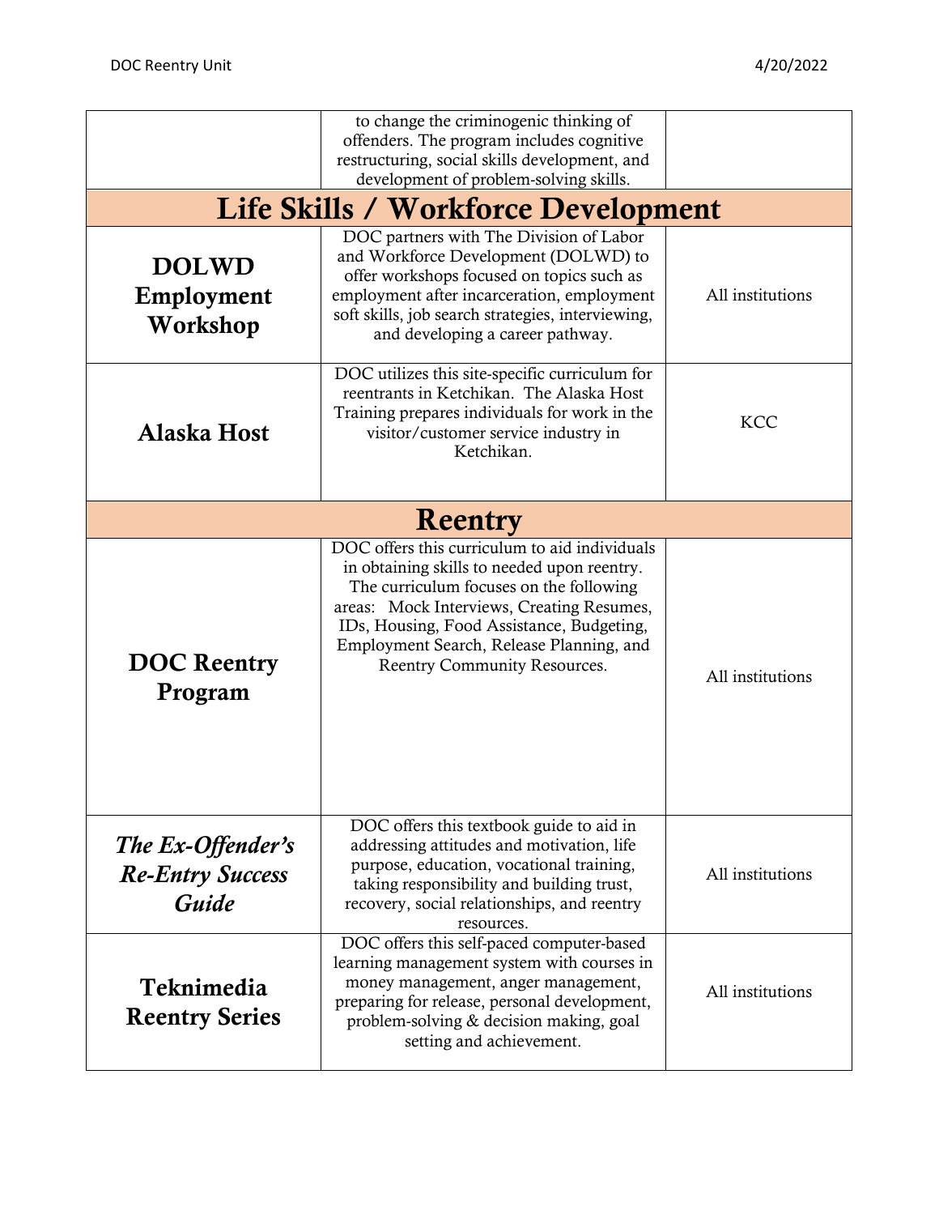| | | |
|---|---|---|
| | to change the criminogenic thinking of offenders. The program includes cognitive restructuring, social skills development, and development of problem-solving skills. | |
| **Life Skills / Workforce Development** | | |
| **DOLWD Employment Workshop** | DOC partners with The Division of Labor and Workforce Development (DOLWD) to offer workshops focused on topics such as employment after incarceration, employment soft skills, job search strategies, interviewing, and developing a career pathway. | All institutions |
| **Alaska Host** | DOC utilizes this site-specific curriculum for reentrants in Ketchikan. The Alaska Host Training prepares individuals for work in the visitor/customer service industry in Ketchikan. | KCC |
| **Reentry** | | |
| **DOC Reentry Program** | DOC offers this curriculum to aid individuals in obtaining skills to needed upon reentry. The curriculum focuses on the following areas: Mock Interviews, Creating Resumes, IDs, Housing, Food Assistance, Budgeting, Employment Search, Release Planning, and Reentry Community Resources. | All institutions |
| ***The Ex-Offender's Re-Entry Success Guide*** | DOC offers this textbook guide to aid in addressing attitudes and motivation, life purpose, education, vocational training, taking responsibility and building trust, recovery, social relationships, and reentry resources. | All institutions |
| **Teknimedia Reentry Series** | DOC offers this self-paced computer-based learning management system with courses in money management, anger management, preparing for release, personal development, problem-solving & decision making, goal setting and achievement. | All institutions |